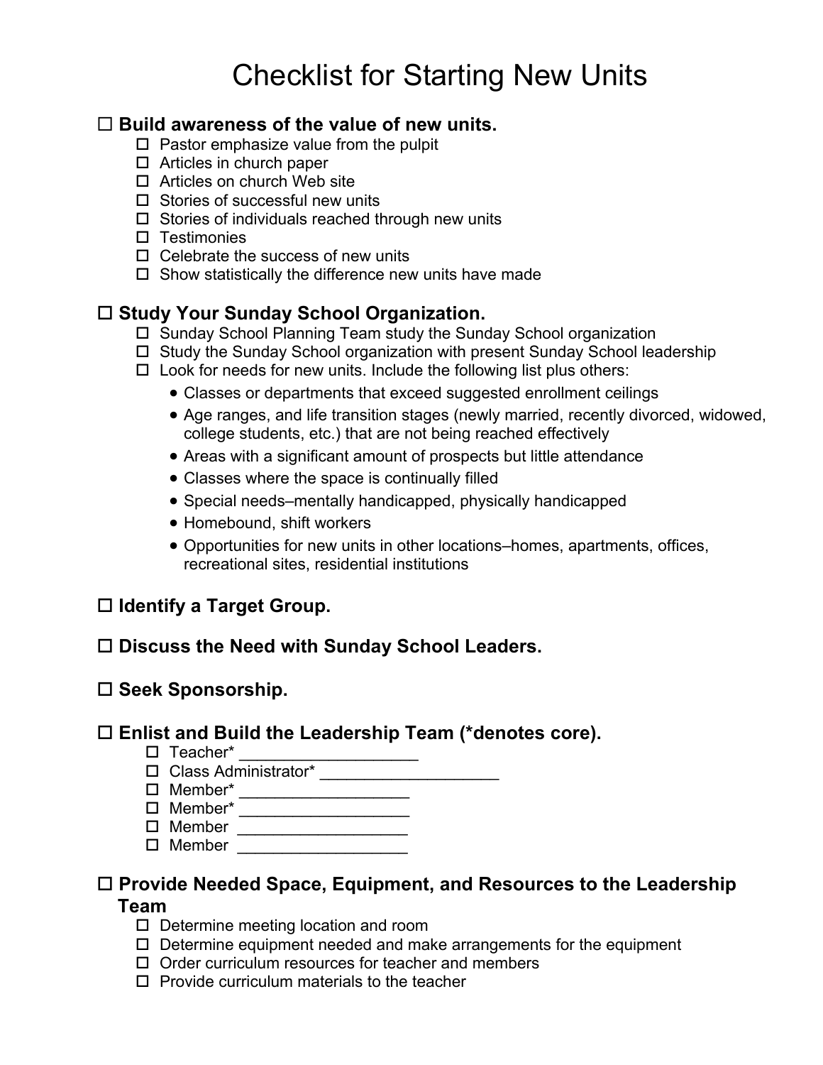# Checklist for Starting New Units

## ☐ Build awareness of the value of new units.

- ☐ Pastor emphasize value from the pulpit
- ☐ Articles in church paper
- ☐ Articles on church Web site
- ☐ Stories of successful new units
- ☐ Stories of individuals reached through new units
- ☐ Testimonies
- ☐ Celebrate the success of new units
- ☐ Show statistically the difference new units have made

## ☐ Study Your Sunday School Organization.

- ☐ Sunday School Planning Team study the Sunday School organization
- ☐ Study the Sunday School organization with present Sunday School leadership
- ☐ Look for needs for new units. Include the following list plus others:
  - Classes or departments that exceed suggested enrollment ceilings
  - Age ranges, and life transition stages (newly married, recently divorced, widowed, college students, etc.) that are not being reached effectively
  - Areas with a significant amount of prospects but little attendance
  - Classes where the space is continually filled
  - Special needs–mentally handicapped, physically handicapped
  - Homebound, shift workers
  - Opportunities for new units in other locations–homes, apartments, offices, recreational sites, residential institutions

## ☐ Identify a Target Group.

## ☐ Discuss the Need with Sunday School Leaders.

## ☐ Seek Sponsorship.

## ☐ Enlist and Build the Leadership Team (*denotes core).

- ☐ Teacher* ___________________
- ☐ Class Administrator* ___________________
- ☐ Member* ___________________
- ☐ Member* ___________________
- ☐ Member ___________________
- ☐ Member ___________________

## ☐ Provide Needed Space, Equipment, and Resources to the Leadership Team

- ☐ Determine meeting location and room
- ☐ Determine equipment needed and make arrangements for the equipment
- ☐ Order curriculum resources for teacher and members
- ☐ Provide curriculum materials to the teacher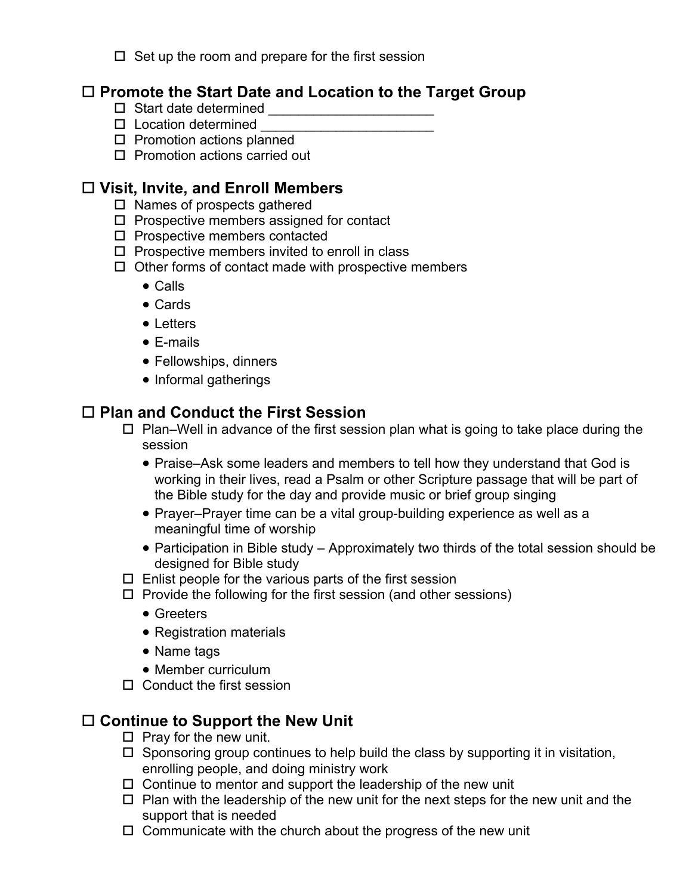- ☐ Set up the room and prepare for the first session

## ☐ Promote the Start Date and Location to the Target Group

- ☐ Start date determined ______________________
- ☐ Location determined _______________________
- ☐ Promotion actions planned
- ☐ Promotion actions carried out

## ☐ Visit, Invite, and Enroll Members

- ☐ Names of prospects gathered
- ☐ Prospective members assigned for contact
- ☐ Prospective members contacted
- ☐ Prospective members invited to enroll in class
- ☐ Other forms of contact made with prospective members
  - Calls
  - Cards
  - Letters
  - E-mails
  - Fellowships, dinners
  - Informal gatherings

## ☐ Plan and Conduct the First Session

- ☐ Plan–Well in advance of the first session plan what is going to take place during the session
  - Praise–Ask some leaders and members to tell how they understand that God is working in their lives, read a Psalm or other Scripture passage that will be part of the Bible study for the day and provide music or brief group singing
  - Prayer–Prayer time can be a vital group-building experience as well as a meaningful time of worship
  - Participation in Bible study – Approximately two thirds of the total session should be designed for Bible study
- ☐ Enlist people for the various parts of the first session
- ☐ Provide the following for the first session (and other sessions)
  - Greeters
  - Registration materials
  - Name tags
  - Member curriculum
- ☐ Conduct the first session

## ☐ Continue to Support the New Unit

- ☐ Pray for the new unit.
- ☐ Sponsoring group continues to help build the class by supporting it in visitation, enrolling people, and doing ministry work
- ☐ Continue to mentor and support the leadership of the new unit
- ☐ Plan with the leadership of the new unit for the next steps for the new unit and the support that is needed
- ☐ Communicate with the church about the progress of the new unit